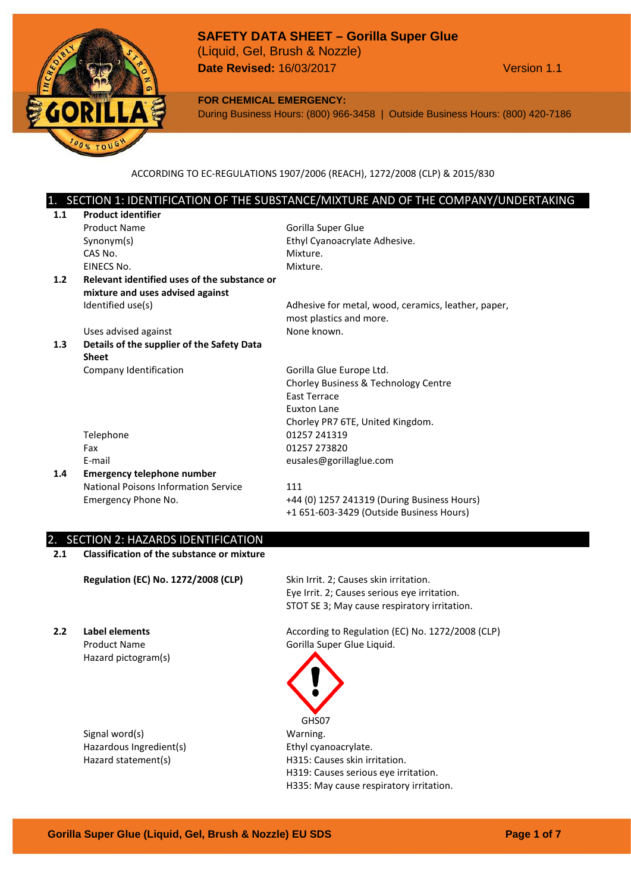# SAFETY DATA SHEET – Gorilla Super Glue

(Liquid, Gel, Brush & Nozzle)

**Date Revised:** 16/03/2017 Version 1.1

**FOR CHEMICAL EMERGENCY:**
During Business Hours: (800) 966-3458 | Outside Business Hours: (800) 420-7186

ACCORDING TO EC-REGULATIONS 1907/2006 (REACH), 1272/2008 (CLP) & 2015/830

## 1. SECTION 1: IDENTIFICATION OF THE SUBSTANCE/MIXTURE AND OF THE COMPANY/UNDERTAKING

**1.1 Product identifier**

| | |
|---|---|
| Product Name | Gorilla Super Glue |
| Synonym(s) | Ethyl Cyanoacrylate Adhesive. |
| CAS No. | Mixture. |
| EINECS No. | Mixture. |

**1.2 Relevant identified uses of the substance or mixture and uses advised against**

| | |
|---|---|
| Identified use(s) | Adhesive for metal, wood, ceramics, leather, paper, most plastics and more. |
| Uses advised against | None known. |

**1.3 Details of the supplier of the Safety Data Sheet**

| | |
|---|---|
| Company Identification | Gorilla Glue Europe Ltd.<br>Chorley Business & Technology Centre<br>East Terrace<br>Euxton Lane<br>Chorley PR7 6TE, United Kingdom. |
| Telephone | 01257 241319 |
| Fax | 01257 273820 |
| E-mail | eusales@gorillaglue.com |

**1.4 Emergency telephone number**

| | |
|---|---|
| National Poisons Information Service | 111 |
| Emergency Phone No. | +44 (0) 1257 241319 (During Business Hours)<br>+1 651-603-3429 (Outside Business Hours) |

## 2. SECTION 2: HAZARDS IDENTIFICATION

**2.1 Classification of the substance or mixture**

**Regulation (EC) No. 1272/2008 (CLP)**

Skin Irrit. 2; Causes skin irritation.
Eye Irrit. 2; Causes serious eye irritation.
STOT SE 3; May cause respiratory irritation.

**2.2 Label elements**

According to Regulation (EC) No. 1272/2008 (CLP)

| | |
|---|---|
| Product Name | Gorilla Super Glue Liquid. |
| Hazard pictogram(s) | GHS07 |
| Signal word(s) | Warning. |
| Hazardous Ingredient(s) | Ethyl cyanoacrylate. |
| Hazard statement(s) | H315: Causes skin irritation.<br>H319: Causes serious eye irritation.<br>H335: May cause respiratory irritation. |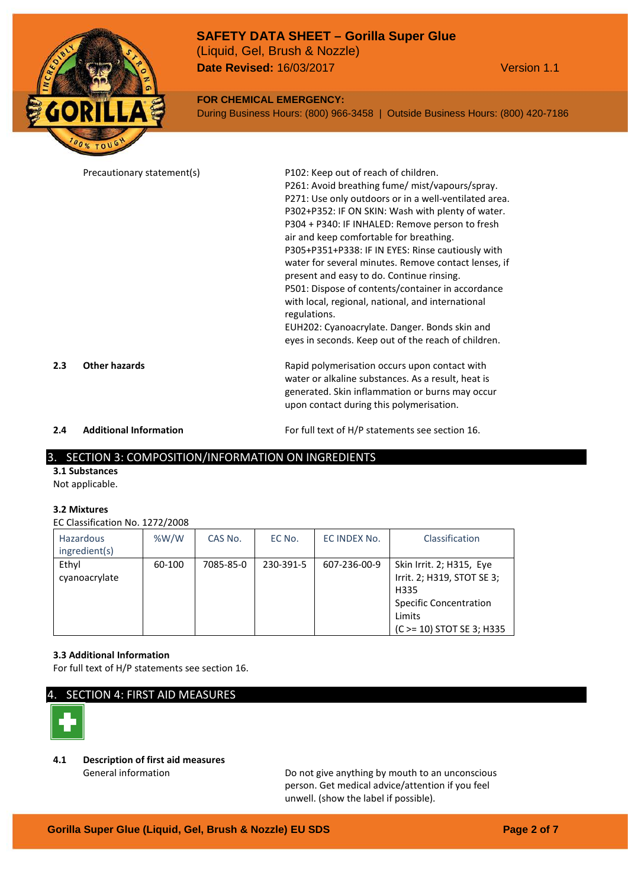Precautionary statement(s)

P102: Keep out of reach of children.
P261: Avoid breathing fume/ mist/vapours/spray.
P271: Use only outdoors or in a well-ventilated area.
P302+P352: IF ON SKIN: Wash with plenty of water.
P304 + P340: IF INHALED: Remove person to fresh air and keep comfortable for breathing.
P305+P351+P338: IF IN EYES: Rinse cautiously with water for several minutes. Remove contact lenses, if present and easy to do. Continue rinsing.
P501: Dispose of contents/container in accordance with local, regional, national, and international regulations.
EUH202: Cyanoacrylate. Danger. Bonds skin and eyes in seconds. Keep out of the reach of children.

**2.3 Other hazards**

Rapid polymerisation occurs upon contact with water or alkaline substances. As a result, heat is generated. Skin inflammation or burns may occur upon contact during this polymerisation.

**2.4 Additional Information**

For full text of H/P statements see section 16.

## 3. SECTION 3: COMPOSITION/INFORMATION ON INGREDIENTS

**3.1 Substances**

Not applicable.

**3.2 Mixtures**

EC Classification No. 1272/2008

| Hazardous ingredient(s) | %W/W | CAS No. | EC No. | EC INDEX No. | Classification |
|---|---|---|---|---|---|
| Ethyl cyanoacrylate | 60-100 | 7085-85-0 | 230-391-5 | 607-236-00-9 | Skin Irrit. 2; H315, Eye Irrit. 2; H319, STOT SE 3; H335<br>Specific Concentration Limits<br>(C >= 10) STOT SE 3; H335 |

**3.3 Additional Information**

For full text of H/P statements see section 16.

## 4. SECTION 4: FIRST AID MEASURES

**4.1 Description of first aid measures**

General information

Do not give anything by mouth to an unconscious person. Get medical advice/attention if you feel unwell. (show the label if possible).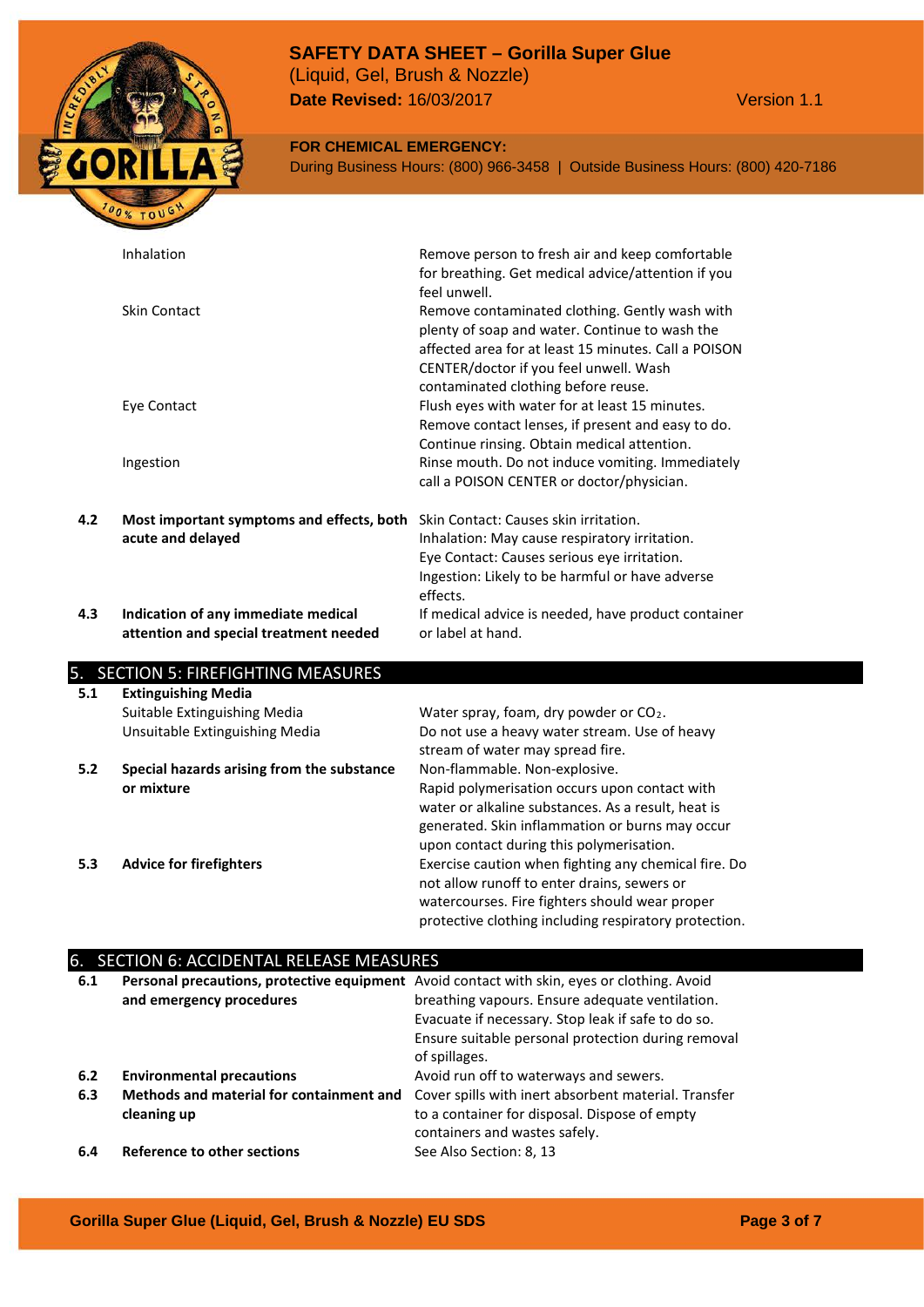| | | |
|---|---|---|
| | Inhalation | Remove person to fresh air and keep comfortable for breathing. Get medical advice/attention if you feel unwell. |
| | Skin Contact | Remove contaminated clothing. Gently wash with plenty of soap and water. Continue to wash the affected area for at least 15 minutes. Call a POISON CENTER/doctor if you feel unwell. Wash contaminated clothing before reuse. |
| | Eye Contact | Flush eyes with water for at least 15 minutes. Remove contact lenses, if present and easy to do. Continue rinsing. Obtain medical attention. |
| | Ingestion | Rinse mouth. Do not induce vomiting. Immediately call a POISON CENTER or doctor/physician. |
| **4.2** | **Most important symptoms and effects, both acute and delayed** | Skin Contact: Causes skin irritation.<br>Inhalation: May cause respiratory irritation.<br>Eye Contact: Causes serious eye irritation.<br>Ingestion: Likely to be harmful or have adverse effects. |
| **4.3** | **Indication of any immediate medical attention and special treatment needed** | If medical advice is needed, have product container or label at hand. |

## 5. SECTION 5: FIREFIGHTING MEASURES

| | | |
|---|---|---|
| **5.1** | **Extinguishing Media** | |
| | Suitable Extinguishing Media | Water spray, foam, dry powder or $CO_2$. |
| | Unsuitable Extinguishing Media | Do not use a heavy water stream. Use of heavy stream of water may spread fire. |
| **5.2** | **Special hazards arising from the substance or mixture** | Non-flammable. Non-explosive.<br>Rapid polymerisation occurs upon contact with water or alkaline substances. As a result, heat is generated. Skin inflammation or burns may occur upon contact during this polymerisation. |
| **5.3** | **Advice for firefighters** | Exercise caution when fighting any chemical fire. Do not allow runoff to enter drains, sewers or watercourses. Fire fighters should wear proper protective clothing including respiratory protection. |

## 6. SECTION 6: ACCIDENTAL RELEASE MEASURES

| | | |
|---|---|---|
| **6.1** | **Personal precautions, protective equipment and emergency procedures** | Avoid contact with skin, eyes or clothing. Avoid breathing vapours. Ensure adequate ventilation. Evacuate if necessary. Stop leak if safe to do so. Ensure suitable personal protection during removal of spillages. |
| **6.2** | **Environmental precautions** | Avoid run off to waterways and sewers. |
| **6.3** | **Methods and material for containment and cleaning up** | Cover spills with inert absorbent material. Transfer to a container for disposal. Dispose of empty containers and wastes safely. |
| **6.4** | **Reference to other sections** | See Also Section: 8, 13 |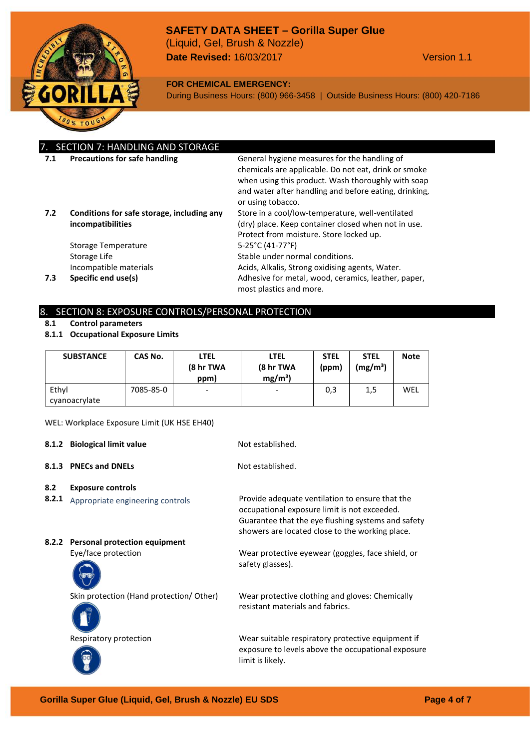## 7. SECTION 7: HANDLING AND STORAGE

**7.1 Precautions for safe handling**

General hygiene measures for the handling of chemicals are applicable. Do not eat, drink or smoke when using this product. Wash thoroughly with soap and water after handling and before eating, drinking, or using tobacco.

**7.2 Conditions for safe storage, including any incompatibilities**

Store in a cool/low-temperature, well-ventilated (dry) place. Keep container closed when not in use. Protect from moisture. Store locked up.

Storage Temperature: 5-25°C (41-77°F)

Storage Life: Stable under normal conditions.

Incompatible materials: Acids, Alkalis, Strong oxidising agents, Water.

**7.3 Specific end use(s)**

Adhesive for metal, wood, ceramics, leather, paper, most plastics and more.

## 8. SECTION 8: EXPOSURE CONTROLS/PERSONAL PROTECTION

**8.1 Control parameters**

**8.1.1 Occupational Exposure Limits**

| SUBSTANCE | CAS No. | LTEL (8 hr TWA ppm) | LTEL (8 hr TWA mg/m³) | STEL (ppm) | STEL (mg/m³) | Note |
|---|---|---|---|---|---|---|
| Ethyl cyanoacrylate | 7085-85-0 | - | - | 0,3 | 1,5 | WEL |

WEL: Workplace Exposure Limit (UK HSE EH40)

**8.1.2 Biological limit value**

Not established.

**8.1.3 PNECs and DNELs**

Not established.

**8.2 Exposure controls**

**8.2.1** Appropriate engineering controls

Provide adequate ventilation to ensure that the occupational exposure limit is not exceeded. Guarantee that the eye flushing systems and safety showers are located close to the working place.

**8.2.2 Personal protection equipment**

Eye/face protection

Wear protective eyewear (goggles, face shield, or safety glasses).

Skin protection (Hand protection/ Other)

Wear protective clothing and gloves: Chemically resistant materials and fabrics.

Respiratory protection

Wear suitable respiratory protective equipment if exposure to levels above the occupational exposure limit is likely.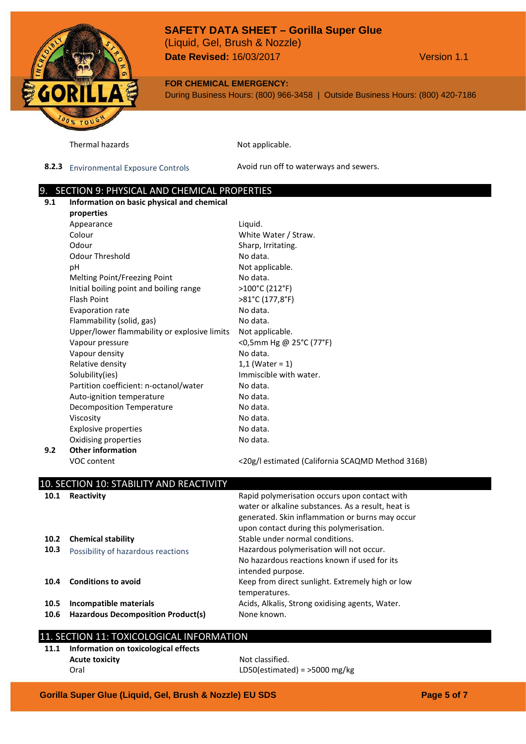| | | |
|---|---|---|
| | Thermal hazards | Not applicable. |
| **8.2.3** | Environmental Exposure Controls | Avoid run off to waterways and sewers. |

## 9. SECTION 9: PHYSICAL AND CHEMICAL PROPERTIES

| | | |
|---|---|---|
| **9.1** | **Information on basic physical and chemical properties** | |
| | Appearance | Liquid. |
| | Colour | White Water / Straw. |
| | Odour | Sharp, Irritating. |
| | Odour Threshold | No data. |
| | pH | Not applicable. |
| | Melting Point/Freezing Point | No data. |
| | Initial boiling point and boiling range | >100°C (212°F) |
| | Flash Point | >81°C (177,8°F) |
| | Evaporation rate | No data. |
| | Flammability (solid, gas) | No data. |
| | Upper/lower flammability or explosive limits | Not applicable. |
| | Vapour pressure | <0,5mm Hg @ 25°C (77°F) |
| | Vapour density | No data. |
| | Relative density | 1,1 (Water = 1) |
| | Solubility(ies) | Immiscible with water. |
| | Partition coefficient: n-octanol/water | No data. |
| | Auto-ignition temperature | No data. |
| | Decomposition Temperature | No data. |
| | Viscosity | No data. |
| | Explosive properties | No data. |
| | Oxidising properties | No data. |
| **9.2** | **Other information** | |
| | VOC content | <20g/l estimated (California SCAQMD Method 316B) |

## 10. SECTION 10: STABILITY AND REACTIVITY

| | | |
|---|---|---|
| **10.1** | **Reactivity** | Rapid polymerisation occurs upon contact with water or alkaline substances. As a result, heat is generated. Skin inflammation or burns may occur upon contact during this polymerisation. |
| **10.2** | **Chemical stability** | Stable under normal conditions. |
| **10.3** | Possibility of hazardous reactions | Hazardous polymerisation will not occur. No hazardous reactions known if used for its intended purpose. |
| **10.4** | **Conditions to avoid** | Keep from direct sunlight. Extremely high or low temperatures. |
| **10.5** | **Incompatible materials** | Acids, Alkalis, Strong oxidising agents, Water. |
| **10.6** | **Hazardous Decomposition Product(s)** | None known. |

## 11. SECTION 11: TOXICOLOGICAL INFORMATION

| | | |
|---|---|---|
| **11.1** | **Information on toxicological effects** | |
| | **Acute toxicity** | Not classified. |
| | Oral | LD50(estimated) = >5000 mg/kg |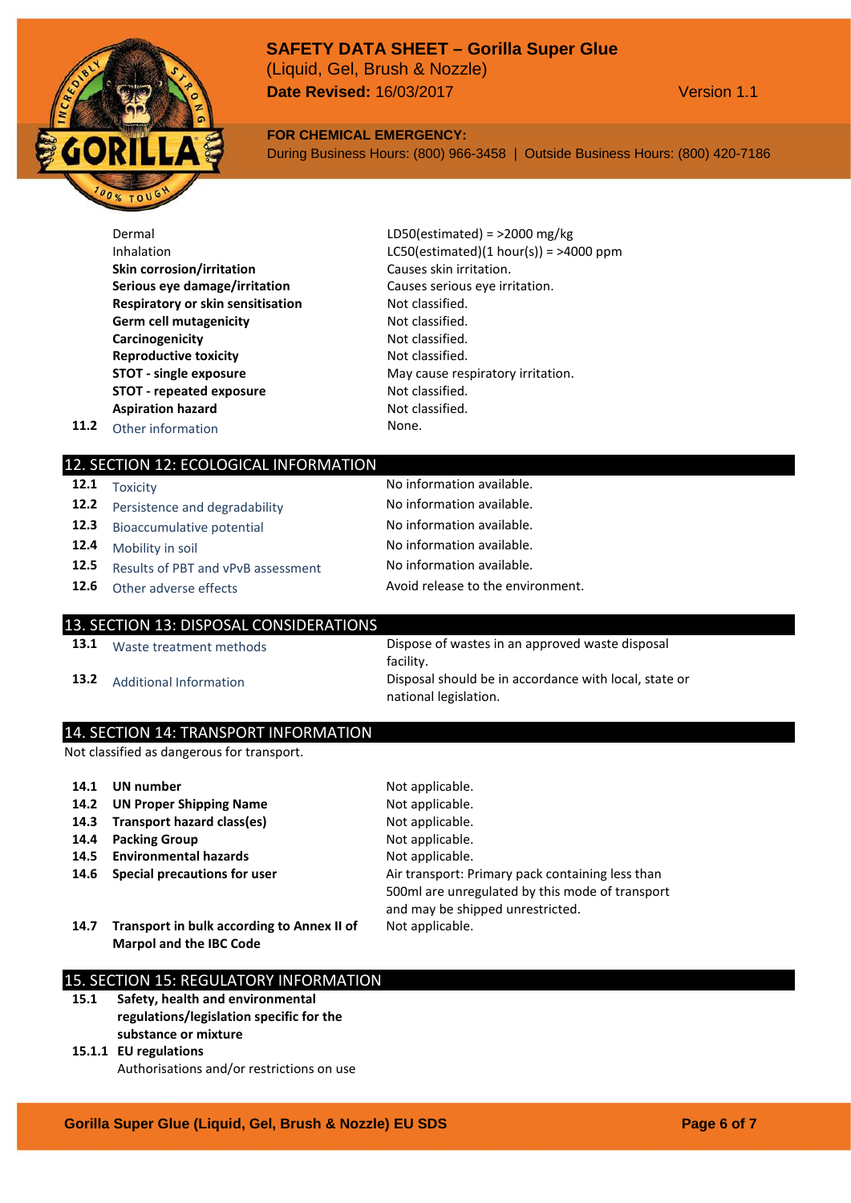| | | |
|---|---|---|
| | Dermal | LD50(estimated) = >2000 mg/kg |
| | Inhalation | LC50(estimated)(1 hour(s)) = >4000 ppm |
| | **Skin corrosion/irritation** | Causes skin irritation. |
| | **Serious eye damage/irritation** | Causes serious eye irritation. |
| | **Respiratory or skin sensitisation** | Not classified. |
| | **Germ cell mutagenicity** | Not classified. |
| | **Carcinogenicity** | Not classified. |
| | **Reproductive toxicity** | Not classified. |
| | **STOT - single exposure** | May cause respiratory irritation. |
| | **STOT - repeated exposure** | Not classified. |
| | **Aspiration hazard** | Not classified. |
| **11.2** | Other information | None. |

## 12. SECTION 12: ECOLOGICAL INFORMATION

| | | |
|---|---|---|
| **12.1** | Toxicity | No information available. |
| **12.2** | Persistence and degradability | No information available. |
| **12.3** | Bioaccumulative potential | No information available. |
| **12.4** | Mobility in soil | No information available. |
| **12.5** | Results of PBT and vPvB assessment | No information available. |
| **12.6** | Other adverse effects | Avoid release to the environment. |

## 13. SECTION 13: DISPOSAL CONSIDERATIONS

| | | |
|---|---|---|
| **13.1** | Waste treatment methods | Dispose of wastes in an approved waste disposal facility. |
| **13.2** | Additional Information | Disposal should be in accordance with local, state or national legislation. |

## 14. SECTION 14: TRANSPORT INFORMATION

Not classified as dangerous for transport.

| | | |
|---|---|---|
| **14.1** | **UN number** | Not applicable. |
| **14.2** | **UN Proper Shipping Name** | Not applicable. |
| **14.3** | **Transport hazard class(es)** | Not applicable. |
| **14.4** | **Packing Group** | Not applicable. |
| **14.5** | **Environmental hazards** | Not applicable. |
| **14.6** | **Special precautions for user** | Air transport: Primary pack containing less than 500ml are unregulated by this mode of transport and may be shipped unrestricted. |
| **14.7** | **Transport in bulk according to Annex II of Marpol and the IBC Code** | Not applicable. |

## 15. SECTION 15: REGULATORY INFORMATION

**15.1 Safety, health and environmental regulations/legislation specific for the substance or mixture**

**15.1.1 EU regulations**

Authorisations and/or restrictions on use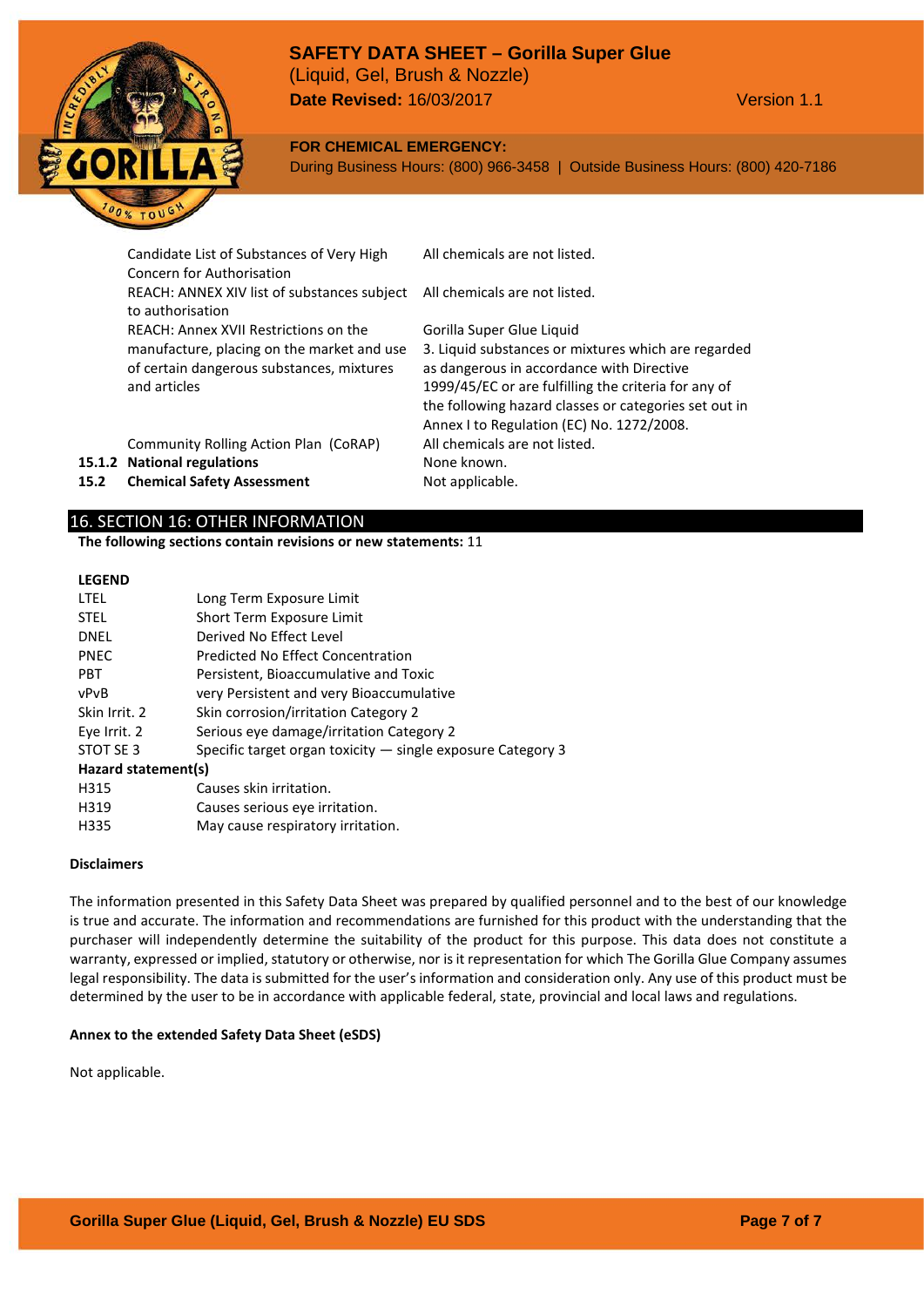| | |
|---|---|
| Candidate List of Substances of Very High Concern for Authorisation | All chemicals are not listed. |
| REACH: ANNEX XIV list of substances subject to authorisation | All chemicals are not listed. |
| REACH: Annex XVII Restrictions on the manufacture, placing on the market and use of certain dangerous substances, mixtures and articles | Gorilla Super Glue Liquid<br>3. Liquid substances or mixtures which are regarded as dangerous in accordance with Directive 1999/45/EC or are fulfilling the criteria for any of the following hazard classes or categories set out in Annex I to Regulation (EC) No. 1272/2008. |
| Community Rolling Action Plan (CoRAP) | All chemicals are not listed. |
| **15.1.2 National regulations** | None known. |
| **15.2 Chemical Safety Assessment** | Not applicable. |

## 16. SECTION 16: OTHER INFORMATION

**The following sections contain revisions or new statements:** 11

**LEGEND**

| | |
|---|---|
| LTEL | Long Term Exposure Limit |
| STEL | Short Term Exposure Limit |
| DNEL | Derived No Effect Level |
| PNEC | Predicted No Effect Concentration |
| PBT | Persistent, Bioaccumulative and Toxic |
| vPvB | very Persistent and very Bioaccumulative |
| Skin Irrit. 2 | Skin corrosion/irritation Category 2 |
| Eye Irrit. 2 | Serious eye damage/irritation Category 2 |
| STOT SE 3 | Specific target organ toxicity — single exposure Category 3 |
| **Hazard statement(s)** | |
| H315 | Causes skin irritation. |
| H319 | Causes serious eye irritation. |
| H335 | May cause respiratory irritation. |

**Disclaimers**

The information presented in this Safety Data Sheet was prepared by qualified personnel and to the best of our knowledge is true and accurate. The information and recommendations are furnished for this product with the understanding that the purchaser will independently determine the suitability of the product for this purpose. This data does not constitute a warranty, expressed or implied, statutory or otherwise, nor is it representation for which The Gorilla Glue Company assumes legal responsibility. The data is submitted for the user's information and consideration only. Any use of this product must be determined by the user to be in accordance with applicable federal, state, provincial and local laws and regulations.

**Annex to the extended Safety Data Sheet (eSDS)**

Not applicable.